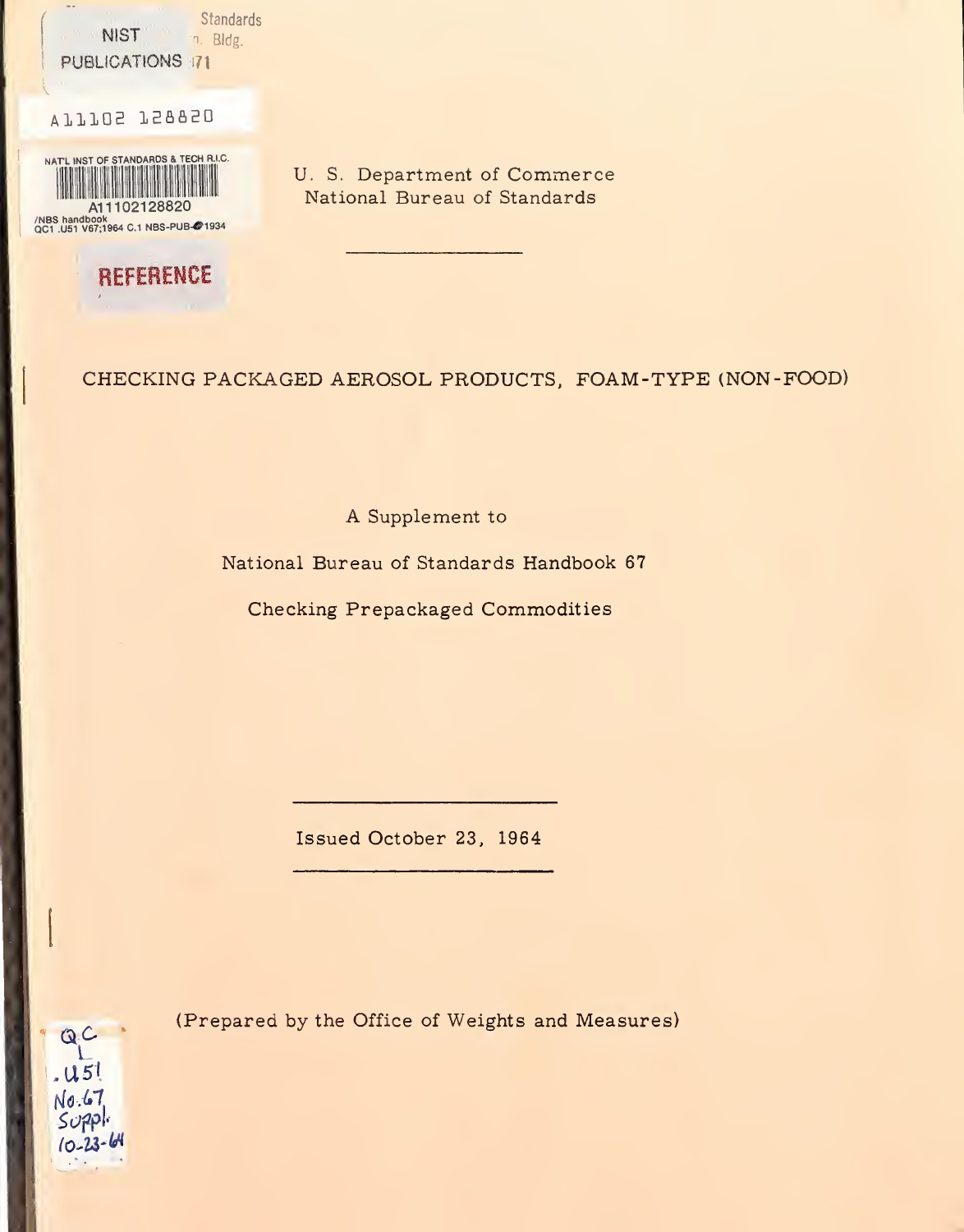U. S. Department of Commerce
National Bureau of Standards

# CHECKING PACKAGED AEROSOL PRODUCTS, FOAM-TYPE (NON-FOOD)

A Supplement to

National Bureau of Standards Handbook 67

Checking Prepackaged Commodities

Issued October 23, 1964

(Prepared by the Office of Weights and Measures)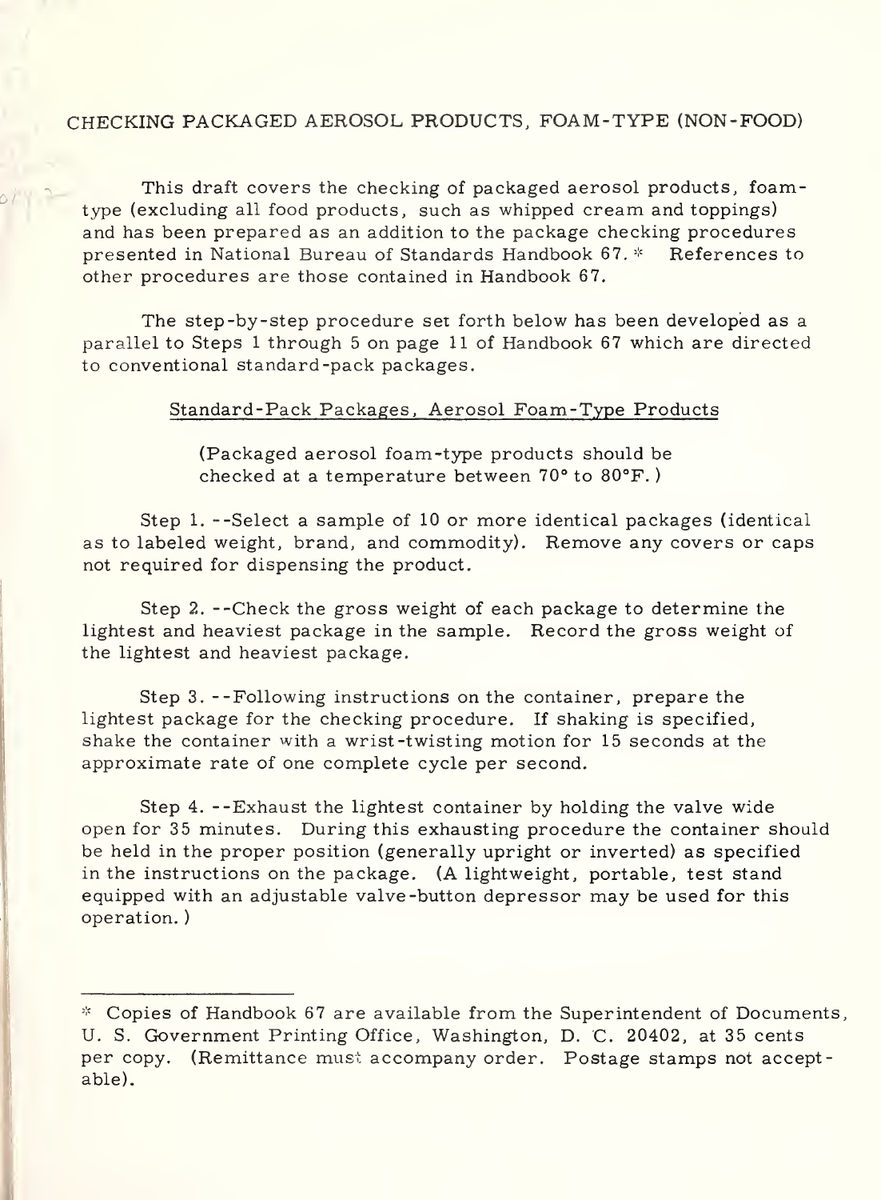# CHECKING PACKAGED AEROSOL PRODUCTS, FOAM-TYPE (NON-FOOD)

This draft covers the checking of packaged aerosol products, foam-type (excluding all food products, such as whipped cream and toppings) and has been prepared as an addition to the package checking procedures presented in National Bureau of Standards Handbook 67.* References to other procedures are those contained in Handbook 67.

The step-by-step procedure set forth below has been developed as a parallel to Steps 1 through 5 on page 11 of Handbook 67 which are directed to conventional standard-pack packages.

## Standard-Pack Packages, Aerosol Foam-Type Products

(Packaged aerosol foam-type products should be checked at a temperature between 70° to 80°F.)

Step 1. --Select a sample of 10 or more identical packages (identical as to labeled weight, brand, and commodity). Remove any covers or caps not required for dispensing the product.

Step 2. --Check the gross weight of each package to determine the lightest and heaviest package in the sample. Record the gross weight of the lightest and heaviest package.

Step 3. --Following instructions on the container, prepare the lightest package for the checking procedure. If shaking is specified, shake the container with a wrist-twisting motion for 15 seconds at the approximate rate of one complete cycle per second.

Step 4. --Exhaust the lightest container by holding the valve wide open for 35 minutes. During this exhausting procedure the container should be held in the proper position (generally upright or inverted) as specified in the instructions on the package. (A lightweight, portable, test stand equipped with an adjustable valve-button depressor may be used for this operation.)

---

* Copies of Handbook 67 are available from the Superintendent of Documents, U. S. Government Printing Office, Washington, D. C. 20402, at 35 cents per copy. (Remittance must accompany order. Postage stamps not acceptable).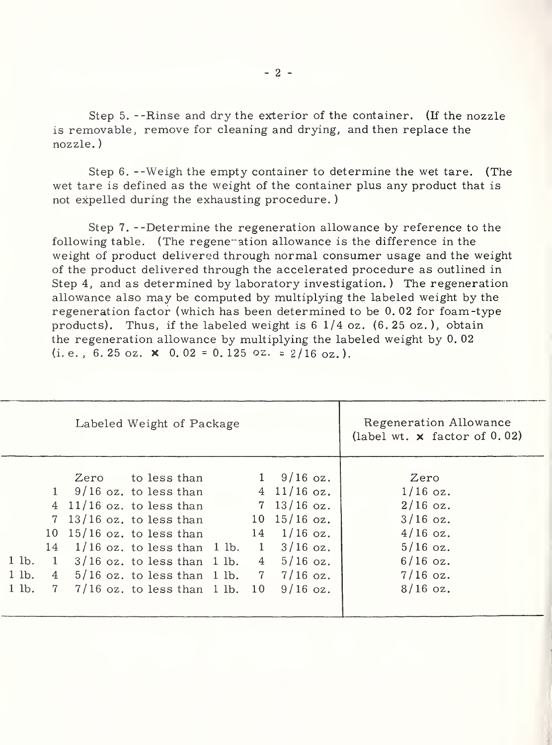Step 5. --Rinse and dry the exterior of the container. (If the nozzle is removable, remove for cleaning and drying, and then replace the nozzle.)

Step 6. --Weigh the empty container to determine the wet tare. (The wet tare is defined as the weight of the container plus any product that is not expelled during the exhausting procedure.)

Step 7. --Determine the regeneration allowance by reference to the following table. (The regeneration allowance is the difference in the weight of product delivered through normal consumer usage and the weight of the product delivered through the accelerated procedure as outlined in Step 4, and as determined by laboratory investigation.) The regeneration allowance also may be computed by multiplying the labeled weight by the regeneration factor (which has been determined to be 0.02 for foam-type products). Thus, if the labeled weight is 6 1/4 oz. (6.25 oz.), obtain the regeneration allowance by multiplying the labeled weight by 0.02 (i.e., 6.25 oz. × 0.02 = 0.125 oz. ≈ 2/16 oz.).

| Labeled Weight of Package | Regeneration Allowance (label wt. × factor of 0.02) |
|---|---|
| Zero to less than 1 9/16 oz. | Zero |
| 1 9/16 oz. to less than 4 11/16 oz. | 1/16 oz. |
| 4 11/16 oz. to less than 7 13/16 oz. | 2/16 oz. |
| 7 13/16 oz. to less than 10 15/16 oz. | 3/16 oz. |
| 10 15/16 oz. to less than 14 1/16 oz. | 4/16 oz. |
| 14 1/16 oz. to less than 1 lb. 1 3/16 oz. | 5/16 oz. |
| 1 lb. 1 3/16 oz. to less than 1 lb. 4 5/16 oz. | 6/16 oz. |
| 1 lb. 4 5/16 oz. to less than 1 lb. 7 7/16 oz. | 7/16 oz. |
| 1 lb. 7 7/16 oz. to less than 1 lb. 10 9/16 oz. | 8/16 oz. |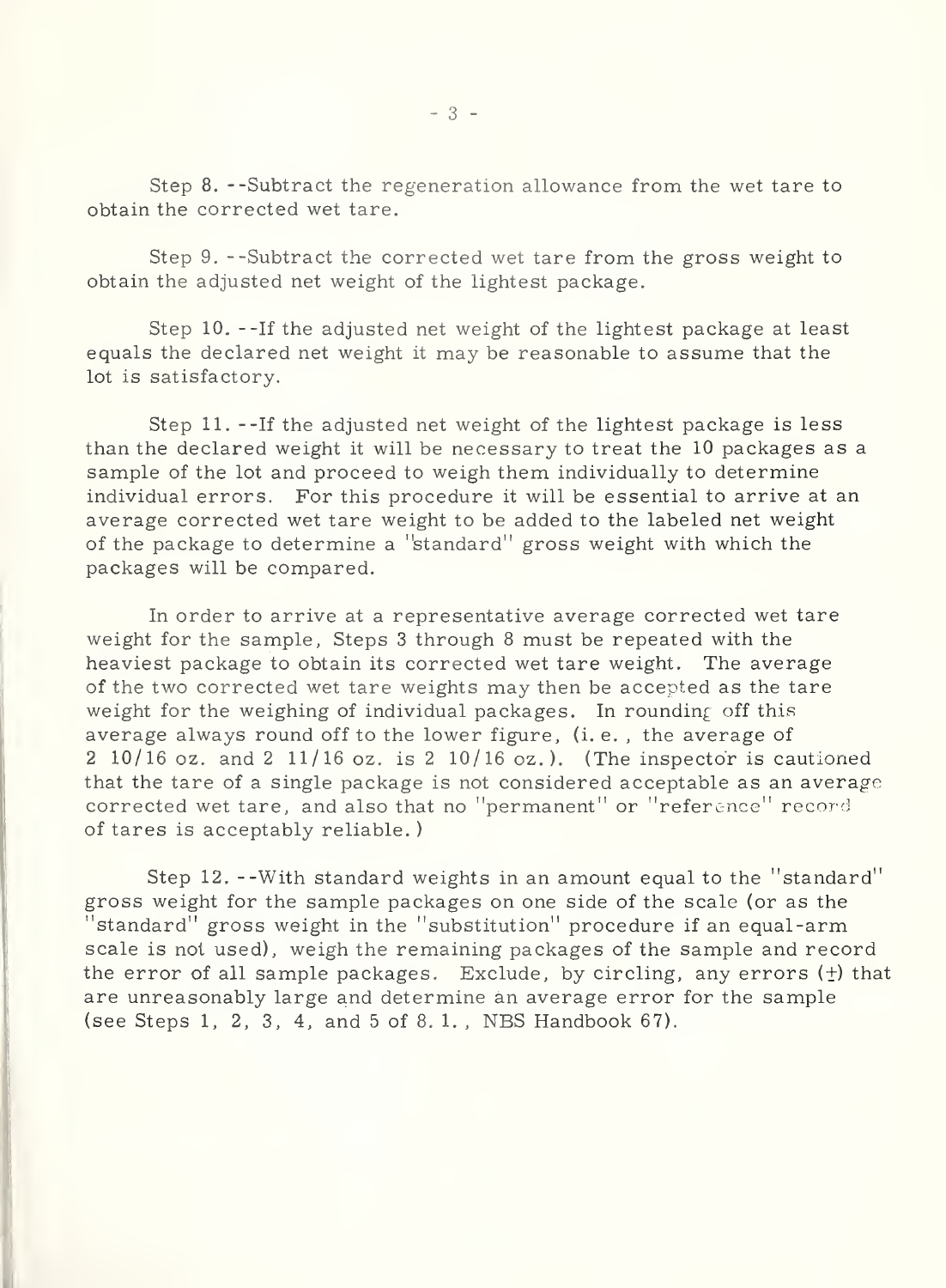Step 8.--Subtract the regeneration allowance from the wet tare to obtain the corrected wet tare.

Step 9.--Subtract the corrected wet tare from the gross weight to obtain the adjusted net weight of the lightest package.

Step 10.--If the adjusted net weight of the lightest package at least equals the declared net weight it may be reasonable to assume that the lot is satisfactory.

Step 11.--If the adjusted net weight of the lightest package is less than the declared weight it will be necessary to treat the 10 packages as a sample of the lot and proceed to weigh them individually to determine individual errors. For this procedure it will be essential to arrive at an average corrected wet tare weight to be added to the labeled net weight of the package to determine a "standard" gross weight with which the packages will be compared.

In order to arrive at a representative average corrected wet tare weight for the sample, Steps 3 through 8 must be repeated with the heaviest package to obtain its corrected wet tare weight. The average of the two corrected wet tare weights may then be accepted as the tare weight for the weighing of individual packages. In rounding off this average always round off to the lower figure, (i. e., the average of 2 10/16 oz. and 2 11/16 oz. is 2 10/16 oz.). (The inspector is cautioned that the tare of a single package is not considered acceptable as an average corrected wet tare, and also that no "permanent" or "reference" record of tares is acceptably reliable.)

Step 12.--With standard weights in an amount equal to the "standard" gross weight for the sample packages on one side of the scale (or as the "standard" gross weight in the "substitution" procedure if an equal-arm scale is not used), weigh the remaining packages of the sample and record the error of all sample packages. Exclude, by circling, any errors (±) that are unreasonably large and determine an average error for the sample (see Steps 1, 2, 3, 4, and 5 of 8. 1., NBS Handbook 67).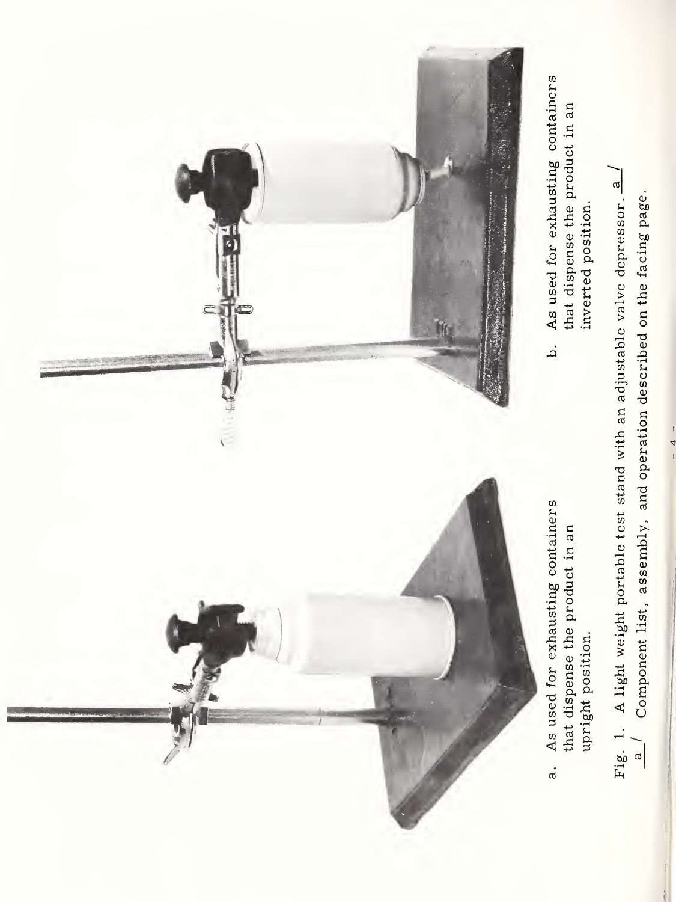a. As used for exhausting containers that dispense the product in an upright position.

b. As used for exhausting containers that dispense the product in an inverted position.

Fig. 1. A light weight portable test stand with an adjustable valve depressor. [a]

[a] Component list, assembly, and operation described on the facing page.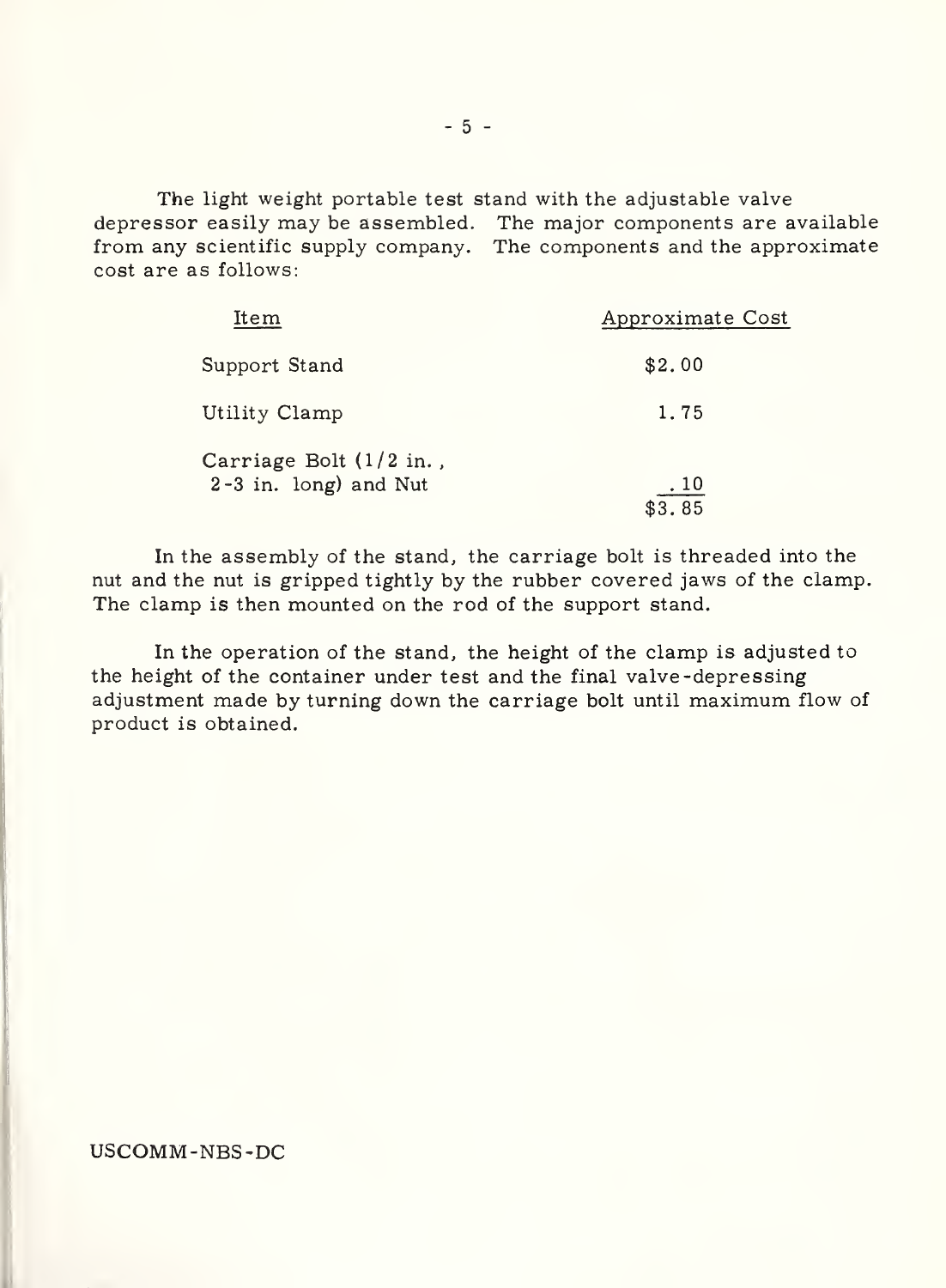The light weight portable test stand with the adjustable valve depressor easily may be assembled. The major components are available from any scientific supply company. The components and the approximate cost are as follows:

| Item | Approximate Cost |
|---|---|
| Support Stand | $2.00 |
| Utility Clamp | 1.75 |
| Carriage Bolt (1/2 in., 2-3 in. long) and Nut | .10 |
| | $3.85 |

In the assembly of the stand, the carriage bolt is threaded into the nut and the nut is gripped tightly by the rubber covered jaws of the clamp. The clamp is then mounted on the rod of the support stand.

In the operation of the stand, the height of the clamp is adjusted to the height of the container under test and the final valve-depressing adjustment made by turning down the carriage bolt until maximum flow of product is obtained.

USCOMM-NBS-DC